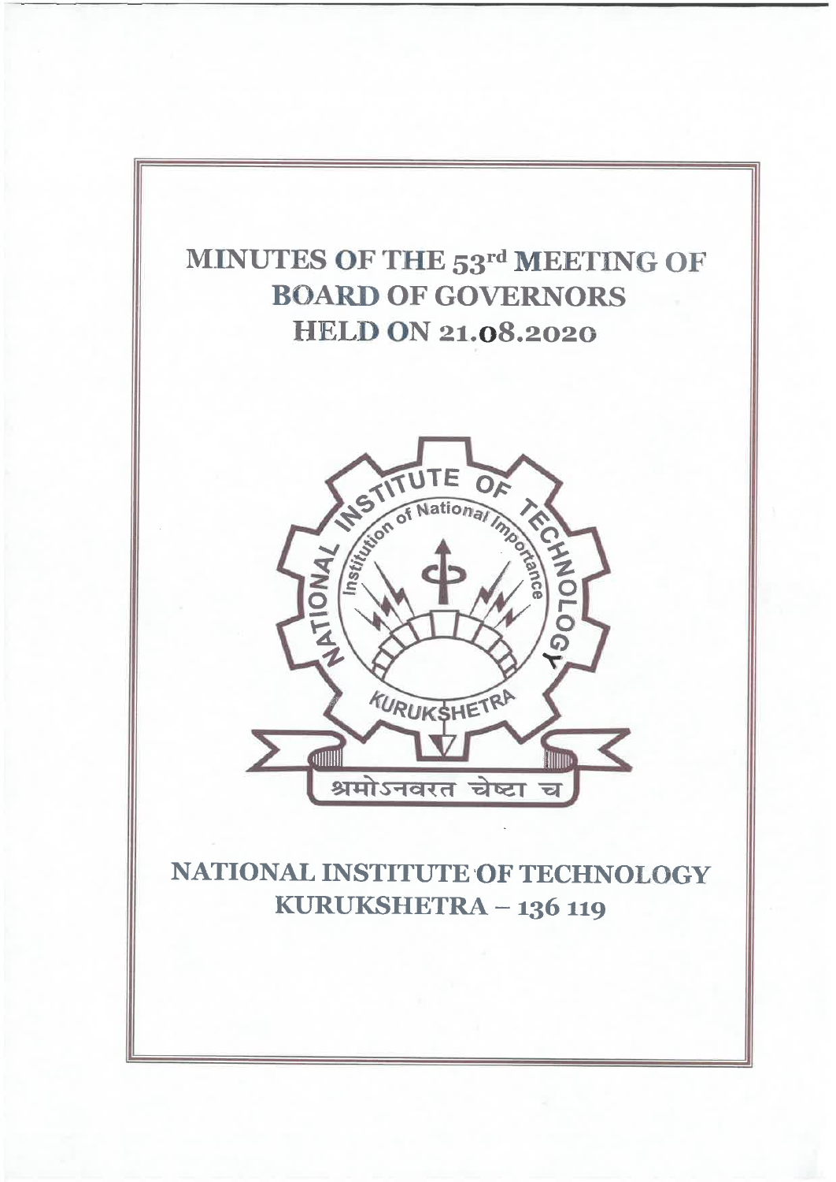# MINUTES OF THE 53rd MEETING OF BOARD OF GOVERNORS HELD ON 21.08.2020

## NATIONAL INSTITUTE OF TECHNOLOGY KURUKSHETRA – 136 119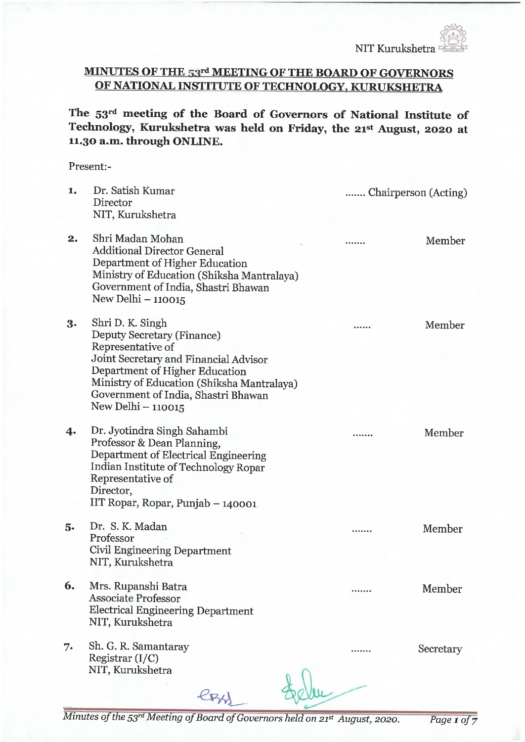## MINUTES OF THE 53[rd] MEETING OF THE BOARD OF GOVERNORS OF NATIONAL INSTITUTE OF TECHNOLOGY, KURUKSHETRA

**The 53[rd] meeting of the Board of Governors of National Institute of Technology, Kurukshetra was held on Friday, the 21[st] August, 2020 at 11.30 a.m. through ONLINE.**

Present:-

1. Dr. Satish Kumar
   Director
   NIT, Kurukshetra ....... Chairperson (Acting)

2. Shri Madan Mohan
   Additional Director General
   Department of Higher Education
   Ministry of Education (Shiksha Mantralaya)
   Government of India, Shastri Bhawan
   New Delhi – 110015 ....... Member

3. Shri D. K. Singh
   Deputy Secretary (Finance)
   Representative of
   Joint Secretary and Financial Advisor
   Department of Higher Education
   Ministry of Education (Shiksha Mantralaya)
   Government of India, Shastri Bhawan
   New Delhi – 110015 ...... Member

4. Dr. Jyotindra Singh Sahambi
   Professor & Dean Planning,
   Department of Electrical Engineering
   Indian Institute of Technology Ropar
   Representative of
   Director,
   IIT Ropar, Ropar, Punjab – 140001 ....... Member

5. Dr. S. K. Madan
   Professor
   Civil Engineering Department
   NIT, Kurukshetra ....... Member

6. Mrs. Rupanshi Batra
   Associate Professor
   Electrical Engineering Department
   NIT, Kurukshetra ....... Member

7. Sh. G. R. Samantaray
   Registrar (I/C)
   NIT, Kurukshetra ....... Secretary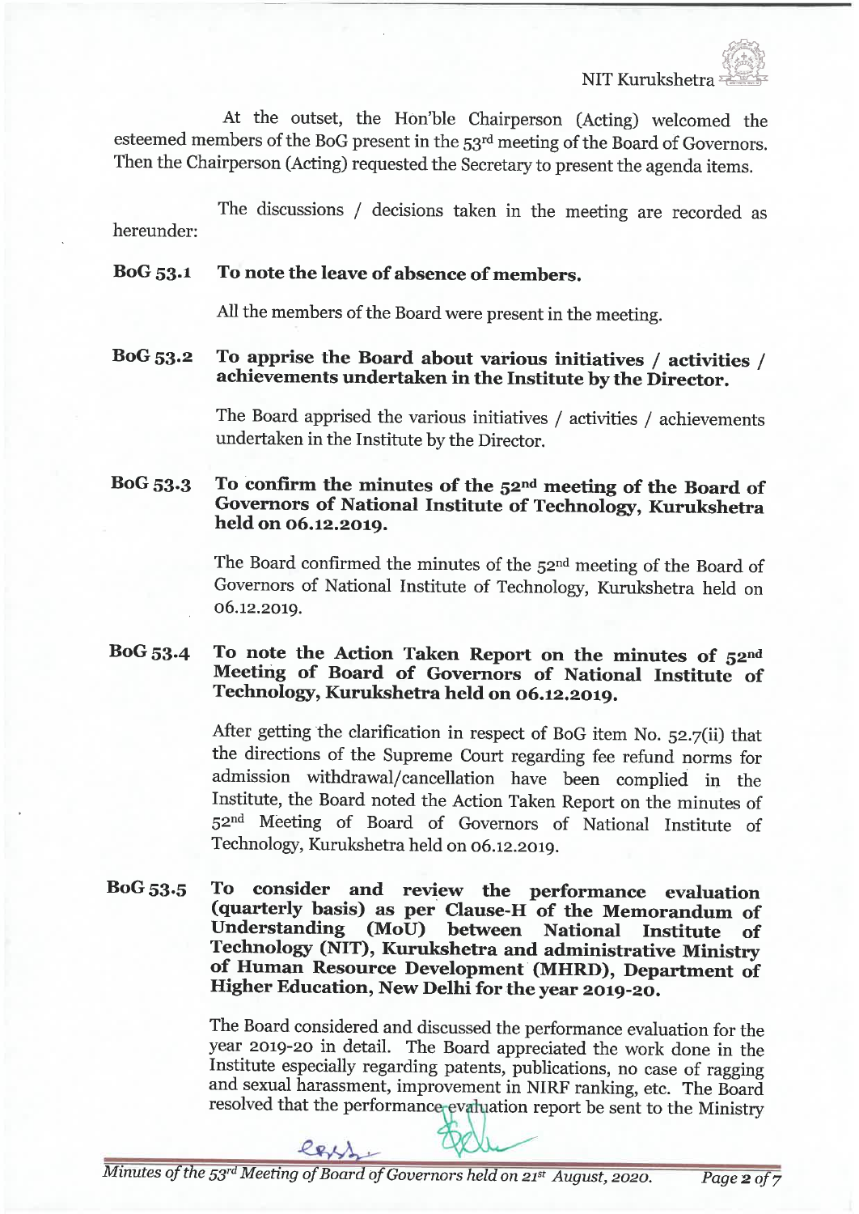At the outset, the Hon'ble Chairperson (Acting) welcomed the esteemed members of the BoG present in the 53rd meeting of the Board of Governors. Then the Chairperson (Acting) requested the Secretary to present the agenda items.

The discussions / decisions taken in the meeting are recorded as hereunder:

**BoG 53.1 To note the leave of absence of members.**

All the members of the Board were present in the meeting.

**BoG 53.2 To apprise the Board about various initiatives / activities / achievements undertaken in the Institute by the Director.**

The Board apprised the various initiatives / activities / achievements undertaken in the Institute by the Director.

**BoG 53.3 To confirm the minutes of the 52nd meeting of the Board of Governors of National Institute of Technology, Kurukshetra held on 06.12.2019.**

The Board confirmed the minutes of the 52nd meeting of the Board of Governors of National Institute of Technology, Kurukshetra held on 06.12.2019.

**BoG 53.4 To note the Action Taken Report on the minutes of 52nd Meeting of Board of Governors of National Institute of Technology, Kurukshetra held on 06.12.2019.**

After getting the clarification in respect of BoG item No. 52.7(ii) that the directions of the Supreme Court regarding fee refund norms for admission withdrawal/cancellation have been complied in the Institute, the Board noted the Action Taken Report on the minutes of 52nd Meeting of Board of Governors of National Institute of Technology, Kurukshetra held on 06.12.2019.

**BoG 53.5 To consider and review the performance evaluation (quarterly basis) as per Clause-H of the Memorandum of Understanding (MoU) between National Institute of Technology (NIT), Kurukshetra and administrative Ministry of Human Resource Development (MHRD), Department of Higher Education, New Delhi for the year 2019-20.**

The Board considered and discussed the performance evaluation for the year 2019-20 in detail. The Board appreciated the work done in the Institute especially regarding patents, publications, no case of ragging and sexual harassment, improvement in NIRF ranking, etc. The Board resolved that the performance evaluation report be sent to the Ministry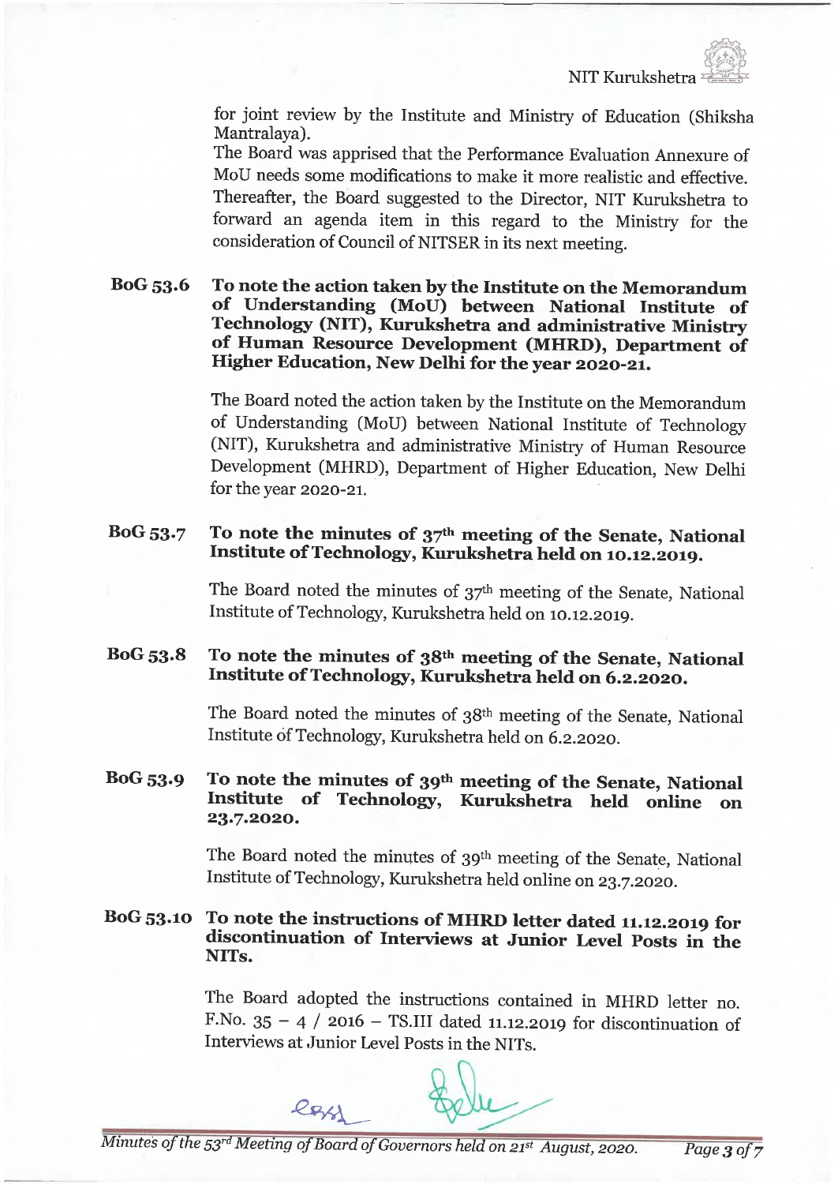for joint review by the Institute and Ministry of Education (Shiksha Mantralaya).

The Board was apprised that the Performance Evaluation Annexure of MoU needs some modifications to make it more realistic and effective. Thereafter, the Board suggested to the Director, NIT Kurukshetra to forward an agenda item in this regard to the Ministry for the consideration of Council of NITSER in its next meeting.

**BoG 53.6 To note the action taken by the Institute on the Memorandum of Understanding (MoU) between National Institute of Technology (NIT), Kurukshetra and administrative Ministry of Human Resource Development (MHRD), Department of Higher Education, New Delhi for the year 2020-21.**

The Board noted the action taken by the Institute on the Memorandum of Understanding (MoU) between National Institute of Technology (NIT), Kurukshetra and administrative Ministry of Human Resource Development (MHRD), Department of Higher Education, New Delhi for the year 2020-21.

**BoG 53.7 To note the minutes of 37th meeting of the Senate, National Institute of Technology, Kurukshetra held on 10.12.2019.**

The Board noted the minutes of 37th meeting of the Senate, National Institute of Technology, Kurukshetra held on 10.12.2019.

**BoG 53.8 To note the minutes of 38th meeting of the Senate, National Institute of Technology, Kurukshetra held on 6.2.2020.**

The Board noted the minutes of 38th meeting of the Senate, National Institute of Technology, Kurukshetra held on 6.2.2020.

**BoG 53.9 To note the minutes of 39th meeting of the Senate, National Institute of Technology, Kurukshetra held online on 23.7.2020.**

The Board noted the minutes of 39th meeting of the Senate, National Institute of Technology, Kurukshetra held online on 23.7.2020.

**BoG 53.10 To note the instructions of MHRD letter dated 11.12.2019 for discontinuation of Interviews at Junior Level Posts in the NITs.**

The Board adopted the instructions contained in MHRD letter no. F.No. 35 – 4 / 2016 – TS.III dated 11.12.2019 for discontinuation of Interviews at Junior Level Posts in the NITs.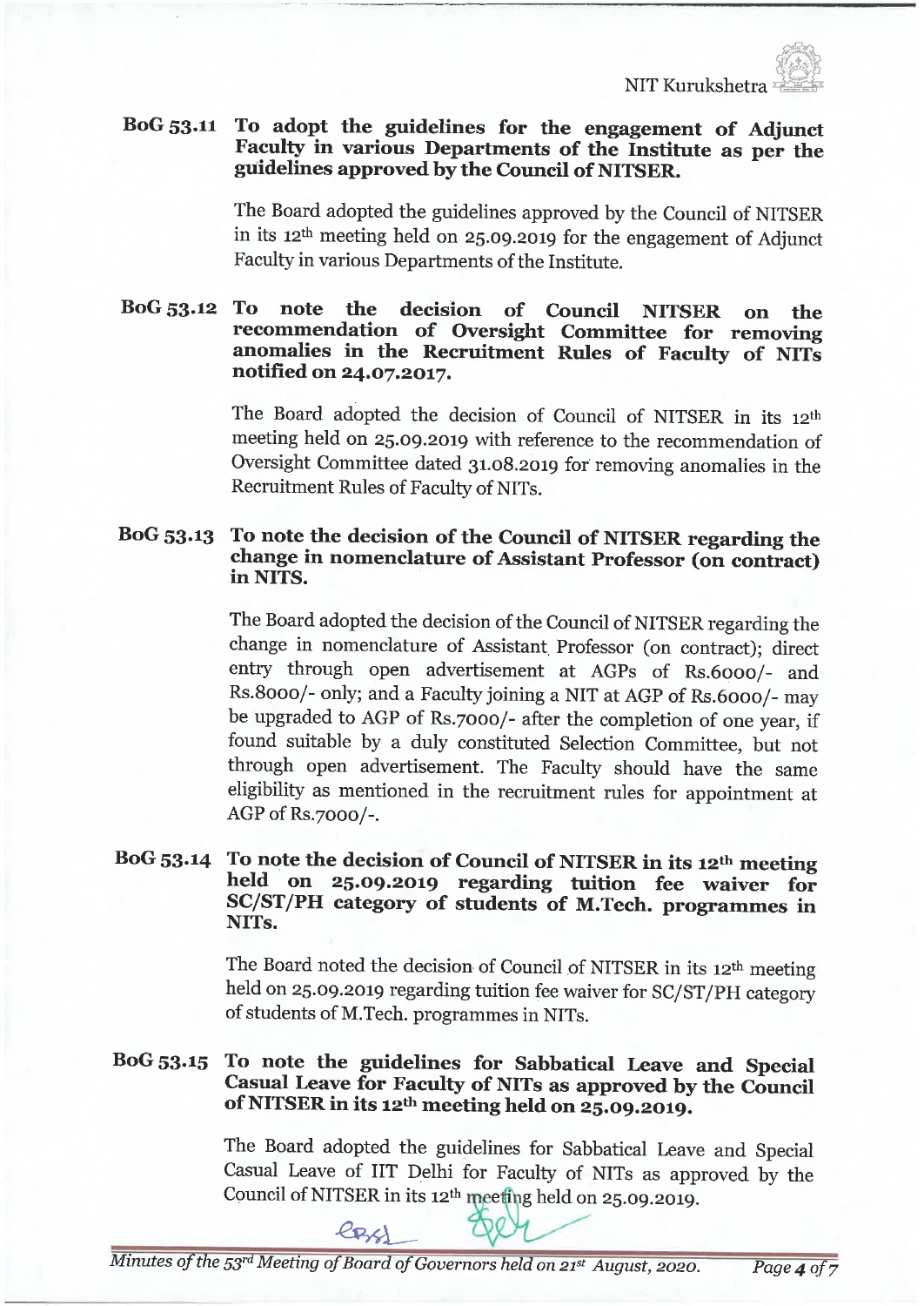**BoG 53.11 To adopt the guidelines for the engagement of Adjunct Faculty in various Departments of the Institute as per the guidelines approved by the Council of NITSER.**

The Board adopted the guidelines approved by the Council of NITSER in its 12th meeting held on 25.09.2019 for the engagement of Adjunct Faculty in various Departments of the Institute.

**BoG 53.12 To note the decision of Council NITSER on the recommendation of Oversight Committee for removing anomalies in the Recruitment Rules of Faculty of NITs notified on 24.07.2017.**

The Board adopted the decision of Council of NITSER in its 12th meeting held on 25.09.2019 with reference to the recommendation of Oversight Committee dated 31.08.2019 for removing anomalies in the Recruitment Rules of Faculty of NITs.

**BoG 53.13 To note the decision of the Council of NITSER regarding the change in nomenclature of Assistant Professor (on contract) in NITS.**

The Board adopted the decision of the Council of NITSER regarding the change in nomenclature of Assistant Professor (on contract); direct entry through open advertisement at AGPs of Rs.6000/- and Rs.8000/- only; and a Faculty joining a NIT at AGP of Rs.6000/- may be upgraded to AGP of Rs.7000/- after the completion of one year, if found suitable by a duly constituted Selection Committee, but not through open advertisement. The Faculty should have the same eligibility as mentioned in the recruitment rules for appointment at AGP of Rs.7000/-.

**BoG 53.14 To note the decision of Council of NITSER in its 12th meeting held on 25.09.2019 regarding tuition fee waiver for SC/ST/PH category of students of M.Tech. programmes in NITs.**

The Board noted the decision of Council of NITSER in its 12th meeting held on 25.09.2019 regarding tuition fee waiver for SC/ST/PH category of students of M.Tech. programmes in NITs.

**BoG 53.15 To note the guidelines for Sabbatical Leave and Special Casual Leave for Faculty of NITs as approved by the Council of NITSER in its 12th meeting held on 25.09.2019.**

The Board adopted the guidelines for Sabbatical Leave and Special Casual Leave of IIT Delhi for Faculty of NITs as approved by the Council of NITSER in its 12th meeting held on 25.09.2019.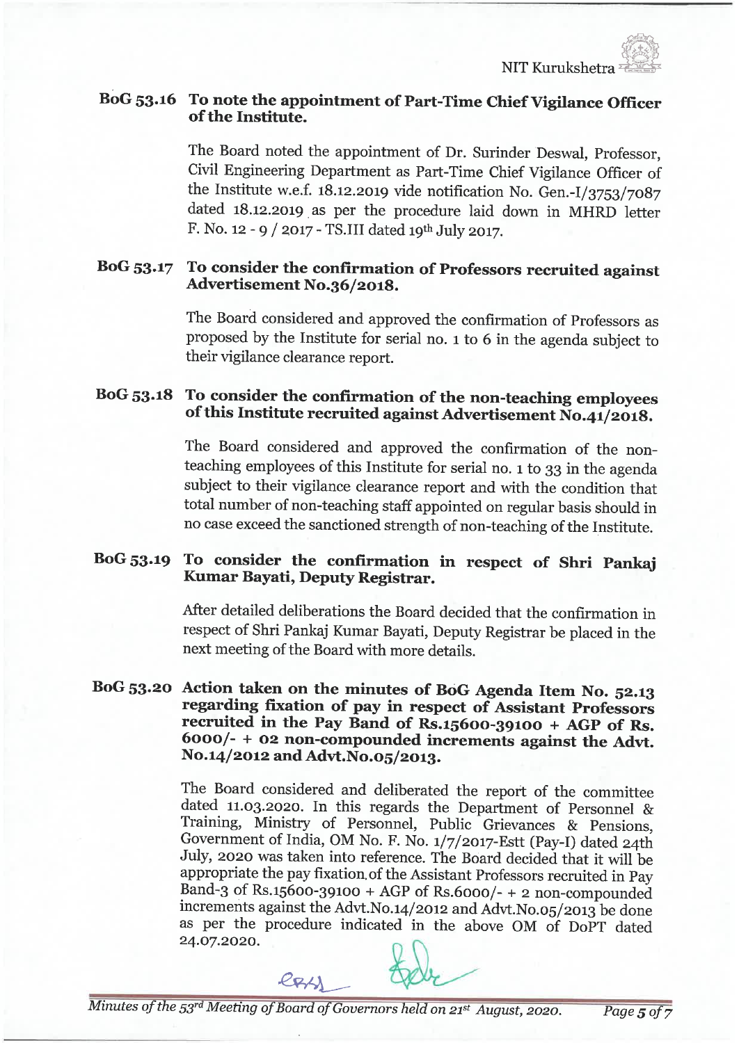### BoG 53.16 To note the appointment of Part-Time Chief Vigilance Officer of the Institute.

The Board noted the appointment of Dr. Surinder Deswal, Professor, Civil Engineering Department as Part-Time Chief Vigilance Officer of the Institute w.e.f. 18.12.2019 vide notification No. Gen.-I/3753/7087 dated 18.12.2019 as per the procedure laid down in MHRD letter F. No. 12 - 9 / 2017 - TS.III dated 19th July 2017.

### BoG 53.17 To consider the confirmation of Professors recruited against Advertisement No.36/2018.

The Board considered and approved the confirmation of Professors as proposed by the Institute for serial no. 1 to 6 in the agenda subject to their vigilance clearance report.

### BoG 53.18 To consider the confirmation of the non-teaching employees of this Institute recruited against Advertisement No.41/2018.

The Board considered and approved the confirmation of the non-teaching employees of this Institute for serial no. 1 to 33 in the agenda subject to their vigilance clearance report and with the condition that total number of non-teaching staff appointed on regular basis should in no case exceed the sanctioned strength of non-teaching of the Institute.

### BoG 53.19 To consider the confirmation in respect of Shri Pankaj Kumar Bayati, Deputy Registrar.

After detailed deliberations the Board decided that the confirmation in respect of Shri Pankaj Kumar Bayati, Deputy Registrar be placed in the next meeting of the Board with more details.

### BoG 53.20 Action taken on the minutes of BoG Agenda Item No. 52.13 regarding fixation of pay in respect of Assistant Professors recruited in the Pay Band of Rs.15600-39100 + AGP of Rs. 6000/- + 02 non-compounded increments against the Advt. No.14/2012 and Advt.No.05/2013.

The Board considered and deliberated the report of the committee dated 11.03.2020. In this regards the Department of Personnel & Training, Ministry of Personnel, Public Grievances & Pensions, Government of India, OM No. F. No. 1/7/2017-Estt (Pay-I) dated 24th July, 2020 was taken into reference. The Board decided that it will be appropriate the pay fixation of the Assistant Professors recruited in Pay Band-3 of Rs.15600-39100 + AGP of Rs.6000/- + 2 non-compounded increments against the Advt.No.14/2012 and Advt.No.05/2013 be done as per the procedure indicated in the above OM of DoPT dated 24.07.2020.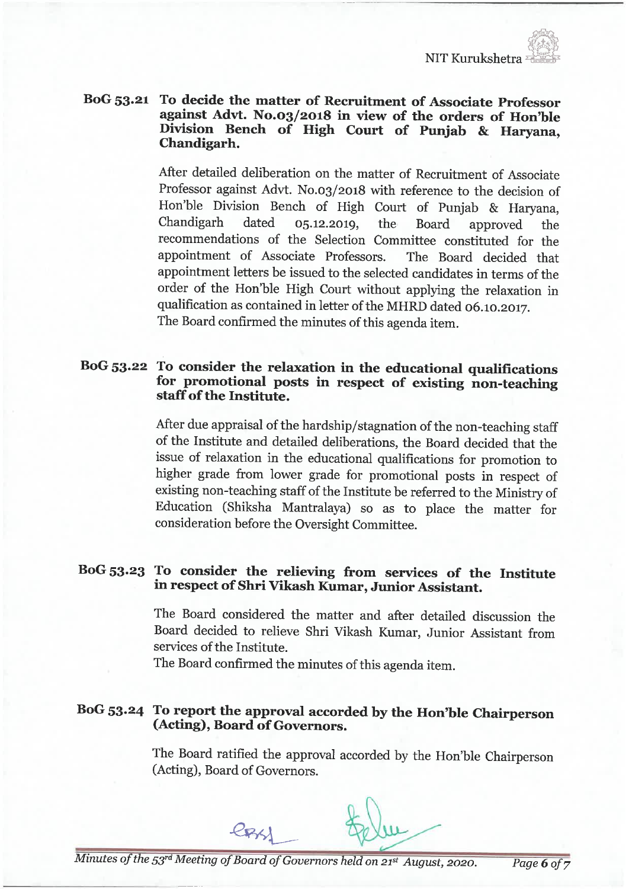**BoG 53.21 To decide the matter of Recruitment of Associate Professor against Advt. No.03/2018 in view of the orders of Hon'ble Division Bench of High Court of Punjab & Haryana, Chandigarh.**

After detailed deliberation on the matter of Recruitment of Associate Professor against Advt. No.03/2018 with reference to the decision of Hon'ble Division Bench of High Court of Punjab & Haryana, Chandigarh dated 05.12.2019, the Board approved the recommendations of the Selection Committee constituted for the appointment of Associate Professors. The Board decided that appointment letters be issued to the selected candidates in terms of the order of the Hon'ble High Court without applying the relaxation in qualification as contained in letter of the MHRD dated 06.10.2017.
The Board confirmed the minutes of this agenda item.

**BoG 53.22 To consider the relaxation in the educational qualifications for promotional posts in respect of existing non-teaching staff of the Institute.**

After due appraisal of the hardship/stagnation of the non-teaching staff of the Institute and detailed deliberations, the Board decided that the issue of relaxation in the educational qualifications for promotion to higher grade from lower grade for promotional posts in respect of existing non-teaching staff of the Institute be referred to the Ministry of Education (Shiksha Mantralaya) so as to place the matter for consideration before the Oversight Committee.

**BoG 53.23 To consider the relieving from services of the Institute in respect of Shri Vikash Kumar, Junior Assistant.**

The Board considered the matter and after detailed discussion the Board decided to relieve Shri Vikash Kumar, Junior Assistant from services of the Institute.
The Board confirmed the minutes of this agenda item.

**BoG 53.24 To report the approval accorded by the Hon'ble Chairperson (Acting), Board of Governors.**

The Board ratified the approval accorded by the Hon'ble Chairperson (Acting), Board of Governors.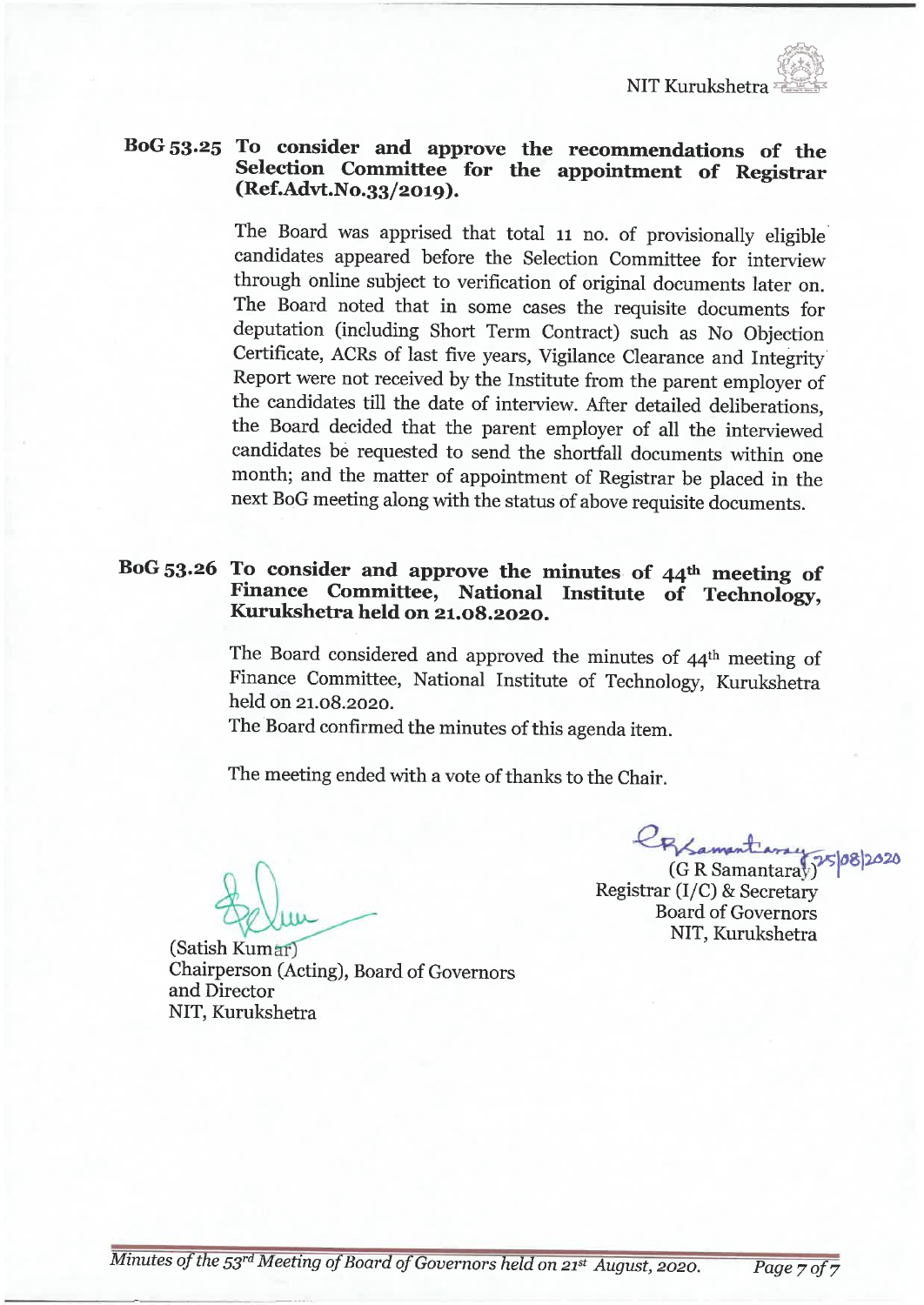**BoG 53.25 To consider and approve the recommendations of the Selection Committee for the appointment of Registrar (Ref.Advt.No.33/2019).**

The Board was apprised that total 11 no. of provisionally eligible candidates appeared before the Selection Committee for interview through online subject to verification of original documents later on. The Board noted that in some cases the requisite documents for deputation (including Short Term Contract) such as No Objection Certificate, ACRs of last five years, Vigilance Clearance and Integrity Report were not received by the Institute from the parent employer of the candidates till the date of interview. After detailed deliberations, the Board decided that the parent employer of all the interviewed candidates be requested to send the shortfall documents within one month; and the matter of appointment of Registrar be placed in the next BoG meeting along with the status of above requisite documents.

**BoG 53.26 To consider and approve the minutes of 44th meeting of Finance Committee, National Institute of Technology, Kurukshetra held on 21.08.2020.**

The Board considered and approved the minutes of 44th meeting of Finance Committee, National Institute of Technology, Kurukshetra held on 21.08.2020.

The Board confirmed the minutes of this agenda item.

The meeting ended with a vote of thanks to the Chair.

25/08/2020

(G R Samantaray)
Registrar (I/C) & Secretary
Board of Governors
NIT, Kurukshetra

(Satish Kumar)
Chairperson (Acting), Board of Governors
and Director
NIT, Kurukshetra